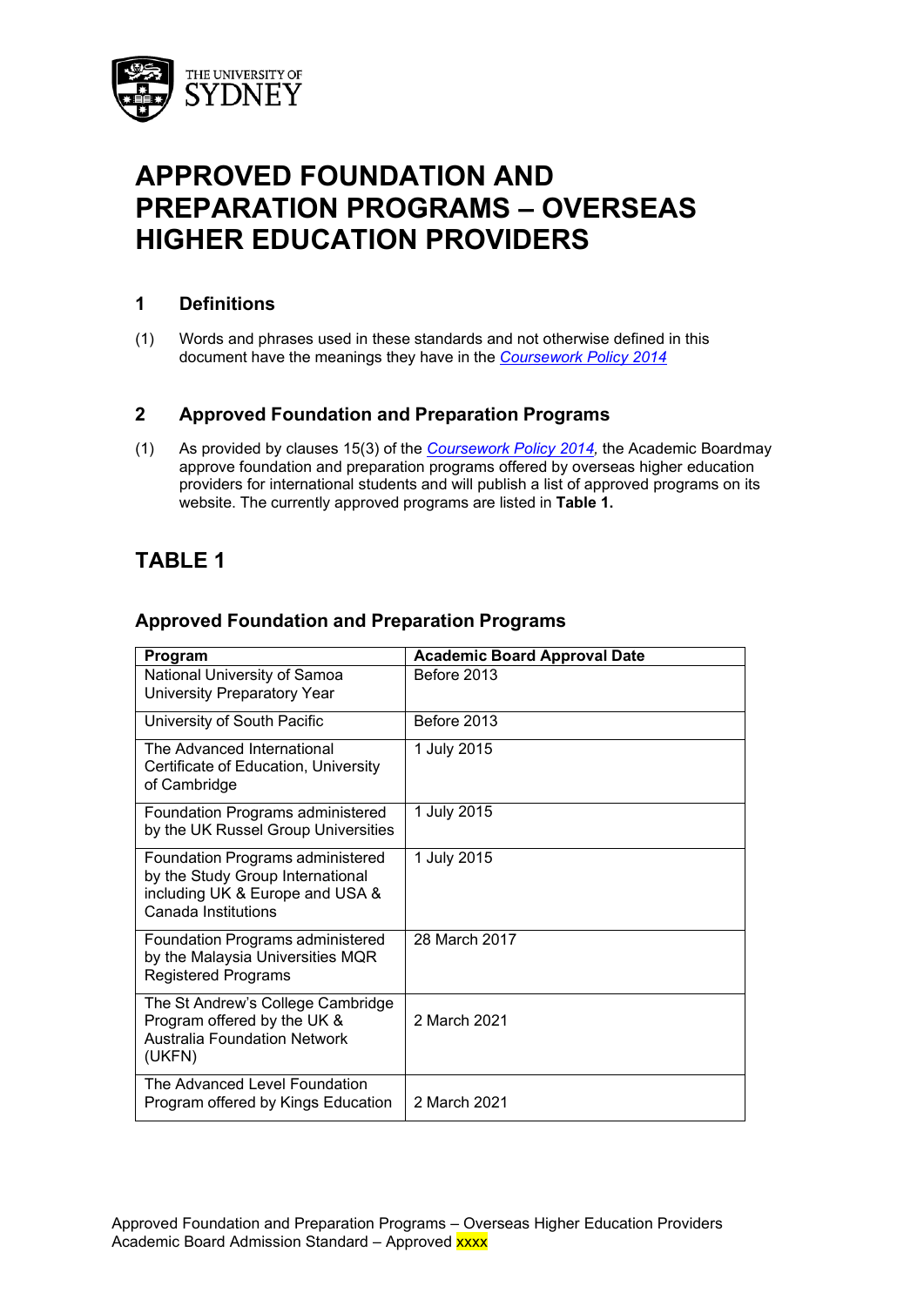# APPROVED FOUNDATION AND PREPARATION PROGRAMS – OVERSEAS HIGHER EDUCATION PROVIDERS

## 1 Definitions

(1) Words and phrases used in these standards and not otherwise defined in this document have the meanings they have in the *Coursework Policy 2014*

## 2 Approved Foundation and Preparation Programs

(1) As provided by clauses 15(3) of the *Coursework Policy 2014,* the Academic Boardmay approve foundation and preparation programs offered by overseas higher education providers for international students and will publish a list of approved programs on its website. The currently approved programs are listed in **Table 1.**

## TABLE 1

### Approved Foundation and Preparation Programs

| Program | Academic Board Approval Date |
|---|---|
| National University of Samoa University Preparatory Year | Before 2013 |
| University of South Pacific | Before 2013 |
| The Advanced International Certificate of Education, University of Cambridge | 1 July 2015 |
| Foundation Programs administered by the UK Russel Group Universities | 1 July 2015 |
| Foundation Programs administered by the Study Group International including UK & Europe and USA & Canada Institutions | 1 July 2015 |
| Foundation Programs administered by the Malaysia Universities MQR Registered Programs | 28 March 2017 |
| The St Andrew's College Cambridge Program offered by the UK & Australia Foundation Network (UKFN) | 2 March 2021 |
| The Advanced Level Foundation Program offered by Kings Education | 2 March 2021 |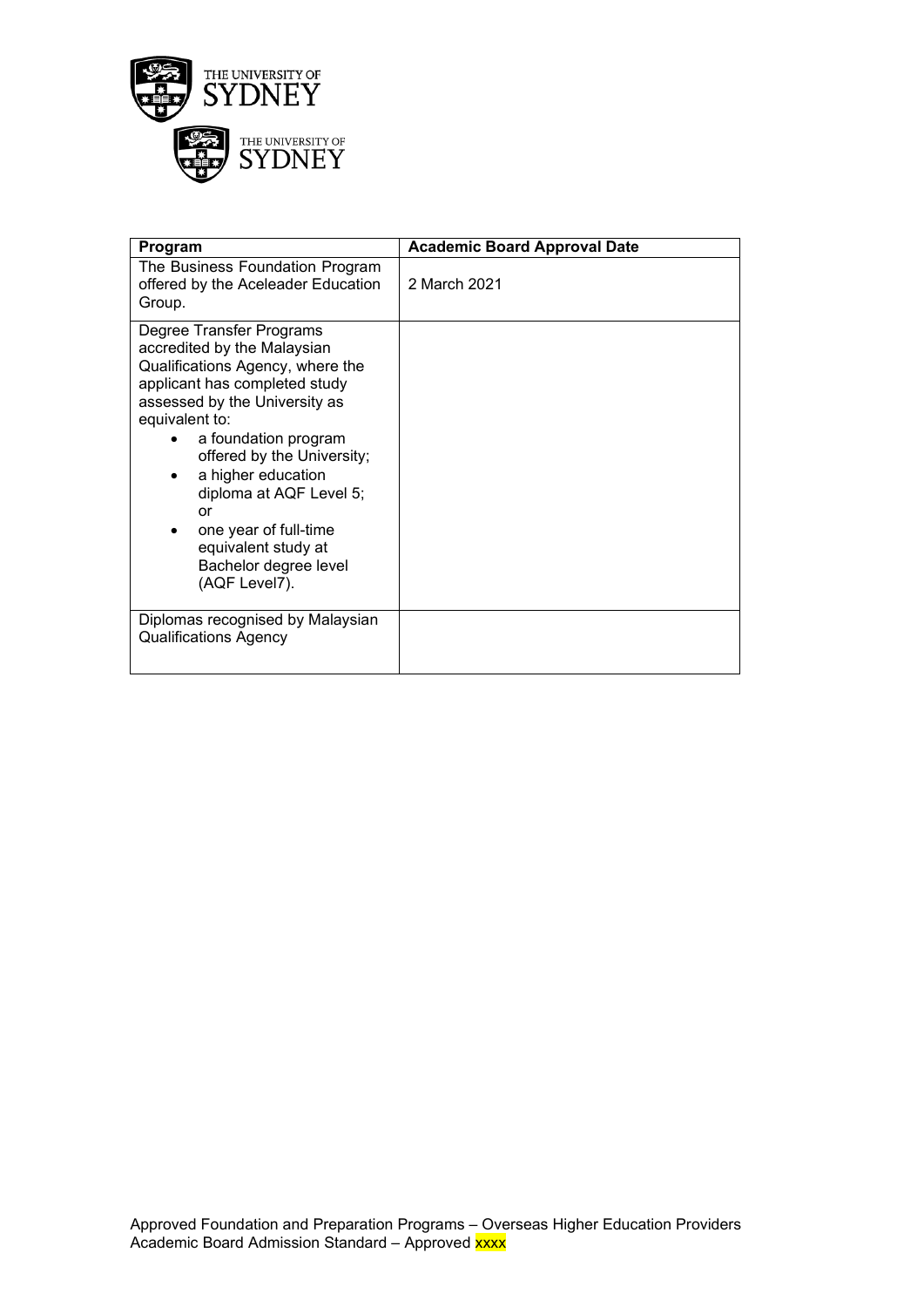| Program | Academic Board Approval Date |
|---|---|
| The Business Foundation Program offered by the Aceleader Education Group. | 2 March 2021 |
| Degree Transfer Programs accredited by the Malaysian Qualifications Agency, where the applicant has completed study assessed by the University as equivalent to:<br>• a foundation program offered by the University;<br>• a higher education diploma at AQF Level 5; or<br>• one year of full-time equivalent study at Bachelor degree level (AQF Level7). | |
| Diplomas recognised by Malaysian Qualifications Agency | |